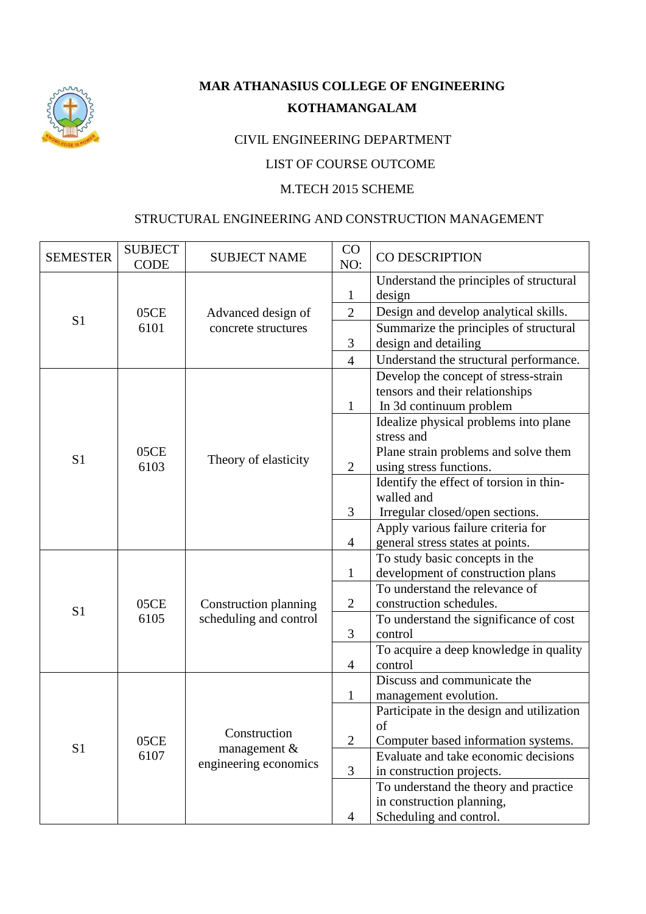**MAR ATHANASIUS COLLEGE OF ENGINEERING**

**KOTHAMANGALAM**

CIVIL ENGINEERING DEPARTMENT

LIST OF COURSE OUTCOME

M.TECH 2015 SCHEME

STRUCTURAL ENGINEERING AND CONSTRUCTION MANAGEMENT

| SEMESTER | SUBJECT CODE | SUBJECT NAME | CO NO: | CO DESCRIPTION |
|---|---|---|---|---|
| S1 | 05CE 6101 | Advanced design of concrete structures | 1 | Understand the principles of structural design |
| | | | 2 | Design and develop analytical skills. |
| | | | 3 | Summarize the principles of structural design and detailing |
| | | | 4 | Understand the structural performance. |
| S1 | 05CE 6103 | Theory of elasticity | 1 | Develop the concept of stress-strain tensors and their relationships In 3d continuum problem |
| | | | 2 | Idealize physical problems into plane stress and Plane strain problems and solve them using stress functions. |
| | | | 3 | Identify the effect of torsion in thin-walled and Irregular closed/open sections. |
| | | | 4 | Apply various failure criteria for general stress states at points. |
| S1 | 05CE 6105 | Construction planning scheduling and control | 1 | To study basic concepts in the development of construction plans |
| | | | 2 | To understand the relevance of construction schedules. |
| | | | 3 | To understand the significance of cost control |
| | | | 4 | To acquire a deep knowledge in quality control |
| S1 | 05CE 6107 | Construction management & engineering economics | 1 | Discuss and communicate the management evolution. |
| | | | 2 | Participate in the design and utilization of Computer based information systems. |
| | | | 3 | Evaluate and take economic decisions in construction projects. |
| | | | 4 | To understand the theory and practice in construction planning, Scheduling and control. |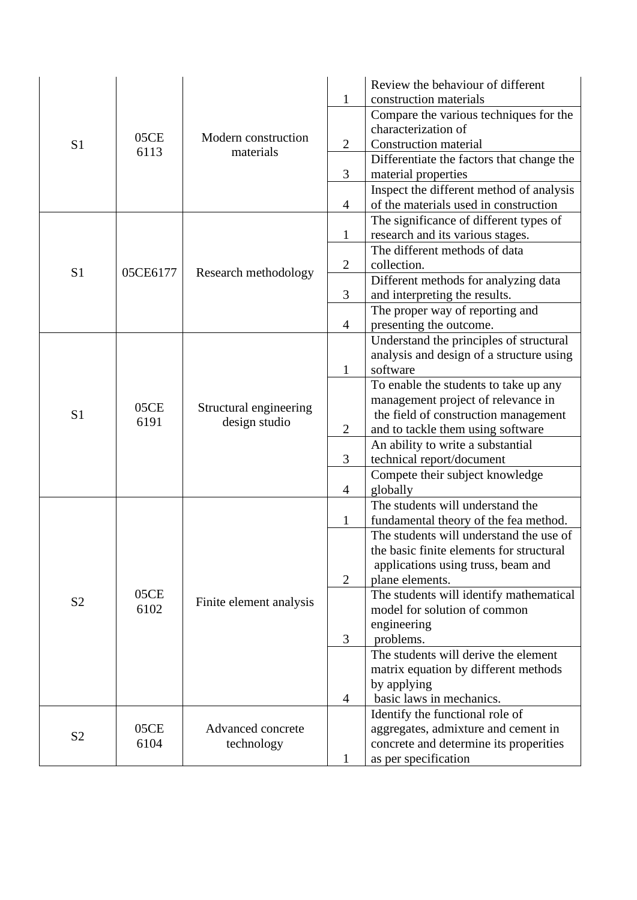| | | | | |
|---|---|---|---|---|
| S1 | 05CE 6113 | Modern construction materials | 1 | Review the behaviour of different construction materials |
| | | | 2 | Compare the various techniques for the characterization of Construction material |
| | | | 3 | Differentiate the factors that change the material properties |
| | | | 4 | Inspect the different method of analysis of the materials used in construction |
| S1 | 05CE6177 | Research methodology | 1 | The significance of different types of research and its various stages. |
| | | | 2 | The different methods of data collection. |
| | | | 3 | Different methods for analyzing data and interpreting the results. |
| | | | 4 | The proper way of reporting and presenting the outcome. |
| S1 | 05CE 6191 | Structural engineering design studio | 1 | Understand the principles of structural analysis and design of a structure using software |
| | | | 2 | To enable the students to take up any management project of relevance in the field of construction management and to tackle them using software |
| | | | 3 | An ability to write a substantial technical report/document |
| | | | 4 | Compete their subject knowledge globally |
| S2 | 05CE 6102 | Finite element analysis | 1 | The students will understand the fundamental theory of the fea method. |
| | | | 2 | The students will understand the use of the basic finite elements for structural applications using truss, beam and plane elements. |
| | | | 3 | The students will identify mathematical model for solution of common engineering problems. |
| | | | 4 | The students will derive the element matrix equation by different methods by applying basic laws in mechanics. |
| S2 | 05CE 6104 | Advanced concrete technology | 1 | Identify the functional role of aggregates, admixture and cement in concrete and determine its properities as per specification |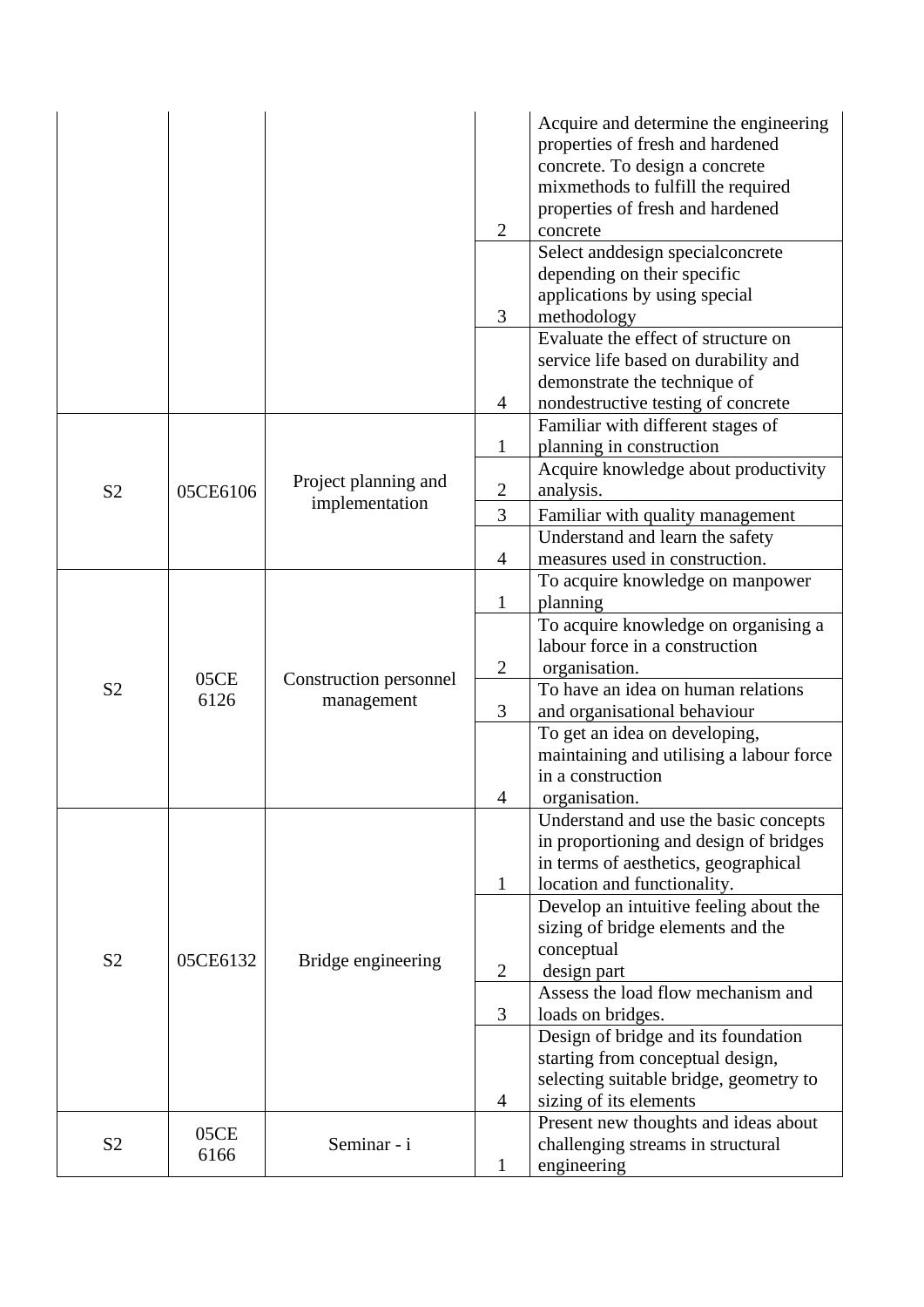| | | | | |
|---|---|---|---|---|
| | | | 2 | Acquire and determine the engineering properties of fresh and hardened concrete. To design a concrete mixmethods to fulfill the required properties of fresh and hardened concrete |
| | | | 3 | Select anddesign specialconcrete depending on their specific applications by using special methodology |
| | | | 4 | Evaluate the effect of structure on service life based on durability and demonstrate the technique of nondestructive testing of concrete |
| S2 | 05CE6106 | Project planning and implementation | 1 | Familiar with different stages of planning in construction |
| | | | 2 | Acquire knowledge about productivity analysis. |
| | | | 3 | Familiar with quality management |
| | | | 4 | Understand and learn the safety measures used in construction. |
| S2 | 05CE 6126 | Construction personnel management | 1 | To acquire knowledge on manpower planning |
| | | | 2 | To acquire knowledge on organising a labour force in a construction organisation. |
| | | | 3 | To have an idea on human relations and organisational behaviour |
| | | | 4 | To get an idea on developing, maintaining and utilising a labour force in a construction organisation. |
| S2 | 05CE6132 | Bridge engineering | 1 | Understand and use the basic concepts in proportioning and design of bridges in terms of aesthetics, geographical location and functionality. |
| | | | 2 | Develop an intuitive feeling about the sizing of bridge elements and the conceptual design part |
| | | | 3 | Assess the load flow mechanism and loads on bridges. |
| | | | 4 | Design of bridge and its foundation starting from conceptual design, selecting suitable bridge, geometry to sizing of its elements |
| S2 | 05CE 6166 | Seminar - i | 1 | Present new thoughts and ideas about challenging streams in structural engineering |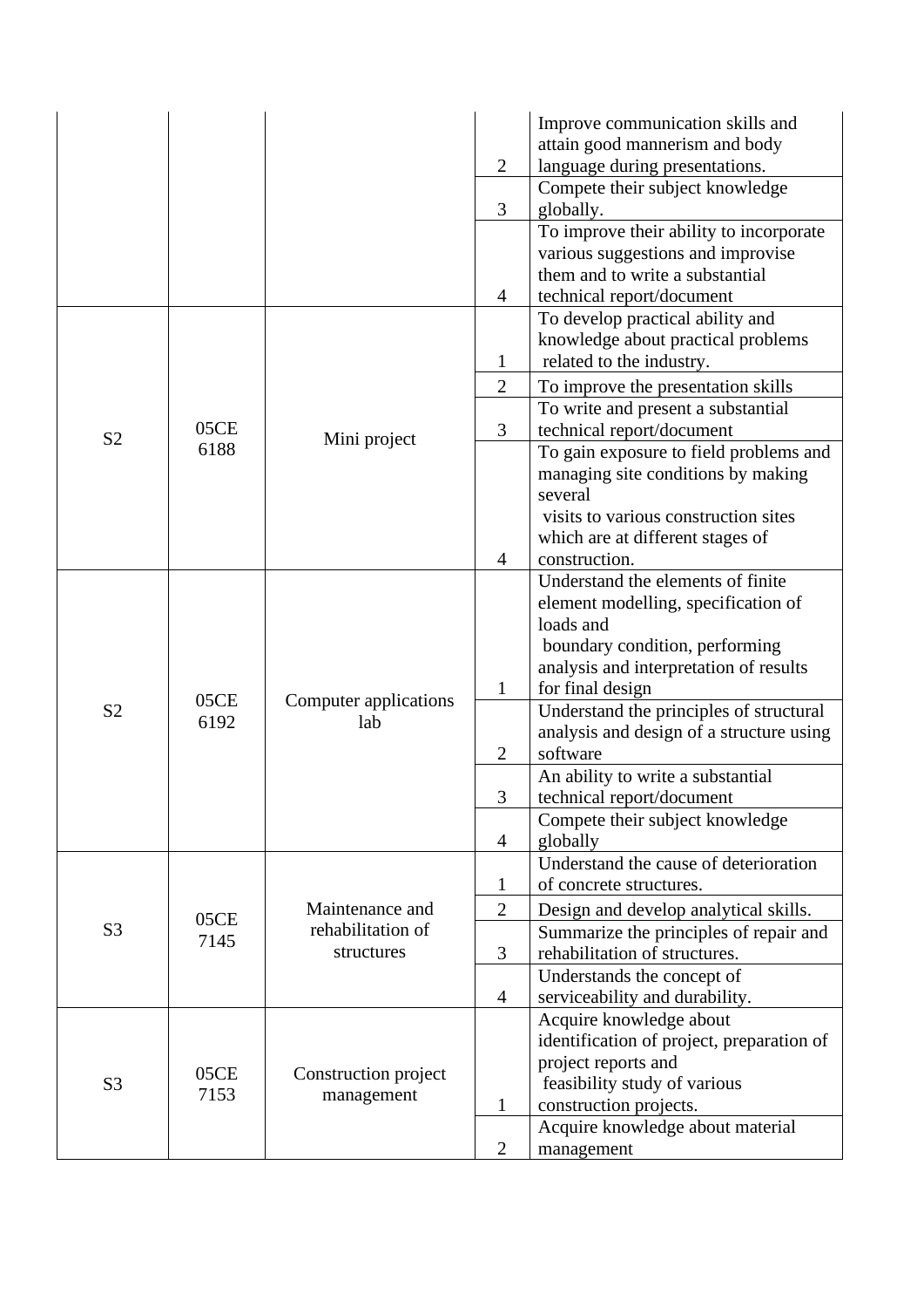| | | | | |
|---|---|---|---|---|
| | | | 2 | Improve communication skills and attain good mannerism and body language during presentations. |
| | | | 3 | Compete their subject knowledge globally. |
| | | | 4 | To improve their ability to incorporate various suggestions and improvise them and to write a substantial technical report/document |
| S2 | 05CE 6188 | Mini project | 1 | To develop practical ability and knowledge about practical problems related to the industry. |
| | | | 2 | To improve the presentation skills |
| | | | 3 | To write and present a substantial technical report/document |
| | | | 4 | To gain exposure to field problems and managing site conditions by making several visits to various construction sites which are at different stages of construction. |
| S2 | 05CE 6192 | Computer applications lab | 1 | Understand the elements of finite element modelling, specification of loads and boundary condition, performing analysis and interpretation of results for final design |
| | | | 2 | Understand the principles of structural analysis and design of a structure using software |
| | | | 3 | An ability to write a substantial technical report/document |
| | | | 4 | Compete their subject knowledge globally |
| S3 | 05CE 7145 | Maintenance and rehabilitation of structures | 1 | Understand the cause of deterioration of concrete structures. |
| | | | 2 | Design and develop analytical skills. |
| | | | 3 | Summarize the principles of repair and rehabilitation of structures. |
| | | | 4 | Understands the concept of serviceability and durability. |
| S3 | 05CE 7153 | Construction project management | 1 | Acquire knowledge about identification of project, preparation of project reports and feasibility study of various construction projects. |
| | | | 2 | Acquire knowledge about material management |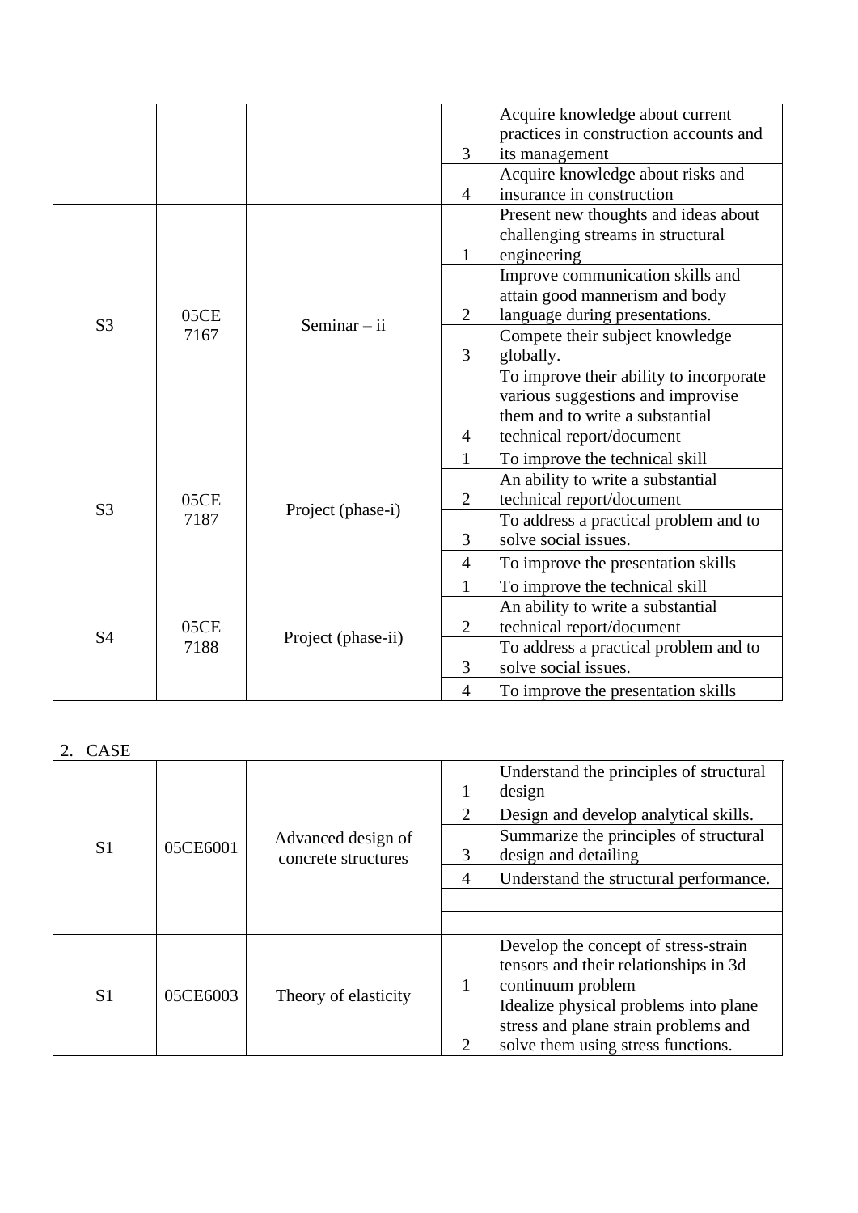| | | | 3 | Acquire knowledge about current practices in construction accounts and its management |
|---|---|---|---|---|
| | | | 4 | Acquire knowledge about risks and insurance in construction |
| S3 | 05CE 7167 | Seminar – ii | 1 | Present new thoughts and ideas about challenging streams in structural engineering |
| | | | 2 | Improve communication skills and attain good mannerism and body language during presentations. |
| | | | 3 | Compete their subject knowledge globally. |
| | | | 4 | To improve their ability to incorporate various suggestions and improvise them and to write a substantial technical report/document |
| S3 | 05CE 7187 | Project (phase-i) | 1 | To improve the technical skill |
| | | | 2 | An ability to write a substantial technical report/document |
| | | | 3 | To address a practical problem and to solve social issues. |
| | | | 4 | To improve the presentation skills |
| S4 | 05CE 7188 | Project (phase-ii) | 1 | To improve the technical skill |
| | | | 2 | An ability to write a substantial technical report/document |
| | | | 3 | To address a practical problem and to solve social issues. |
| | | | 4 | To improve the presentation skills |

2. CASE

| | | | | |
|---|---|---|---|---|
| S1 | 05CE6001 | Advanced design of concrete structures | 1 | Understand the principles of structural design |
| | | | 2 | Design and develop analytical skills. |
| | | | 3 | Summarize the principles of structural design and detailing |
| | | | 4 | Understand the structural performance. |
| | | | | |
| | | | | |
| S1 | 05CE6003 | Theory of elasticity | 1 | Develop the concept of stress-strain tensors and their relationships in 3d continuum problem |
| | | | 2 | Idealize physical problems into plane stress and plane strain problems and solve them using stress functions. |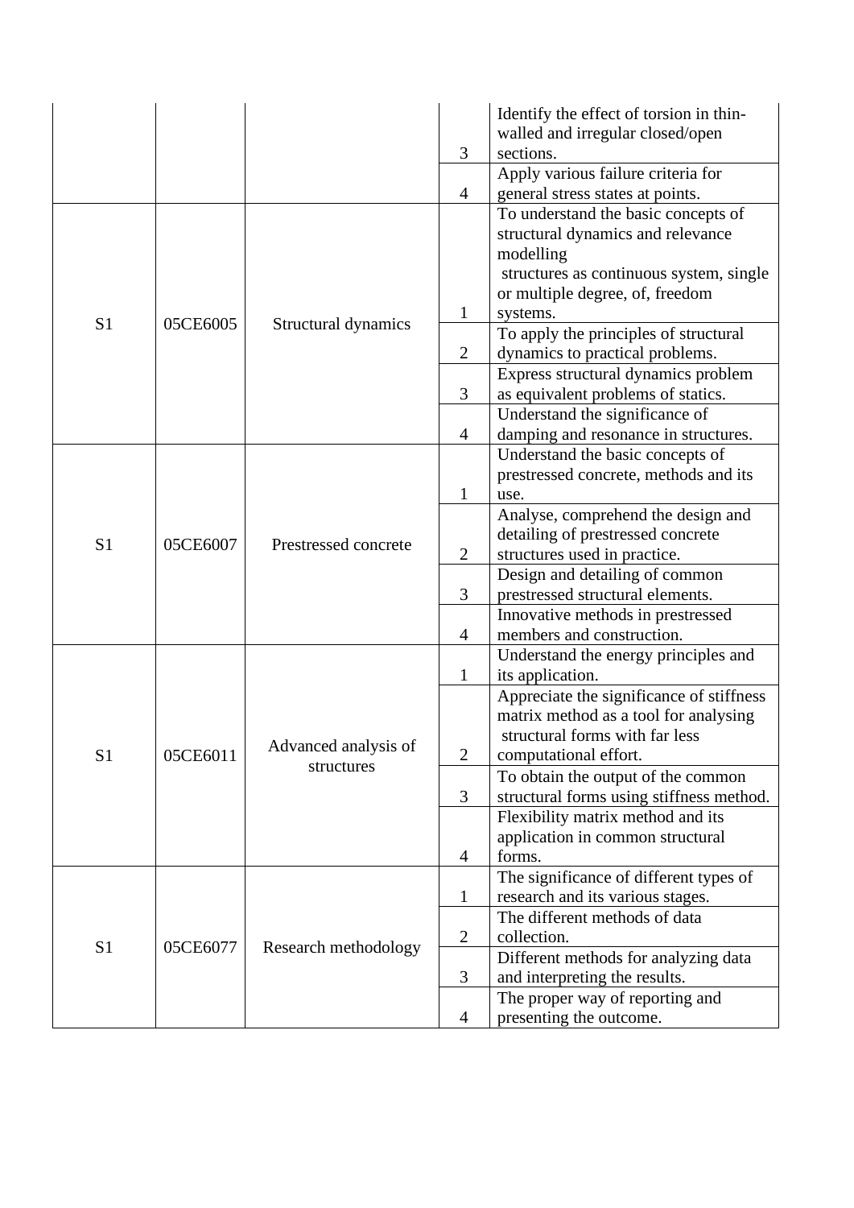| | | | | |
|---|---|---|---|---|
| | | | 3 | Identify the effect of torsion in thin-walled and irregular closed/open sections. |
| | | | 4 | Apply various failure criteria for general stress states at points. |
| S1 | 05CE6005 | Structural dynamics | 1 | To understand the basic concepts of structural dynamics and relevance modelling structures as continuous system, single or multiple degree, of, freedom systems. |
| | | | 2 | To apply the principles of structural dynamics to practical problems. |
| | | | 3 | Express structural dynamics problem as equivalent problems of statics. |
| | | | 4 | Understand the significance of damping and resonance in structures. |
| S1 | 05CE6007 | Prestressed concrete | 1 | Understand the basic concepts of prestressed concrete, methods and its use. |
| | | | 2 | Analyse, comprehend the design and detailing of prestressed concrete structures used in practice. |
| | | | 3 | Design and detailing of common prestressed structural elements. |
| | | | 4 | Innovative methods in prestressed members and construction. |
| S1 | 05CE6011 | Advanced analysis of structures | 1 | Understand the energy principles and its application. |
| | | | 2 | Appreciate the significance of stiffness matrix method as a tool for analysing structural forms with far less computational effort. |
| | | | 3 | To obtain the output of the common structural forms using stiffness method. |
| | | | 4 | Flexibility matrix method and its application in common structural forms. |
| S1 | 05CE6077 | Research methodology | 1 | The significance of different types of research and its various stages. |
| | | | 2 | The different methods of data collection. |
| | | | 3 | Different methods for analyzing data and interpreting the results. |
| | | | 4 | The proper way of reporting and presenting the outcome. |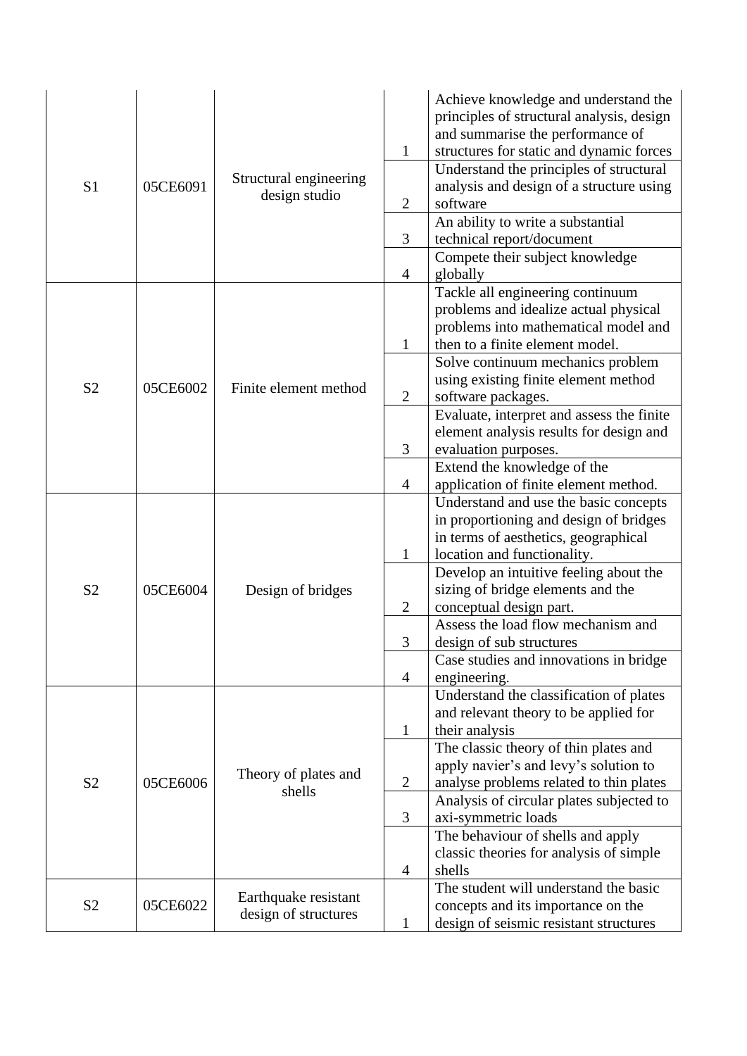| | | | | |
|---|---|---|---|---|
| S1 | 05CE6091 | Structural engineering design studio | 1 | Achieve knowledge and understand the principles of structural analysis, design and summarise the performance of structures for static and dynamic forces |
| | | | 2 | Understand the principles of structural analysis and design of a structure using software |
| | | | 3 | An ability to write a substantial technical report/document |
| | | | 4 | Compete their subject knowledge globally |
| S2 | 05CE6002 | Finite element method | 1 | Tackle all engineering continuum problems and idealize actual physical problems into mathematical model and then to a finite element model. |
| | | | 2 | Solve continuum mechanics problem using existing finite element method software packages. |
| | | | 3 | Evaluate, interpret and assess the finite element analysis results for design and evaluation purposes. |
| | | | 4 | Extend the knowledge of the application of finite element method. |
| S2 | 05CE6004 | Design of bridges | 1 | Understand and use the basic concepts in proportioning and design of bridges in terms of aesthetics, geographical location and functionality. |
| | | | 2 | Develop an intuitive feeling about the sizing of bridge elements and the conceptual design part. |
| | | | 3 | Assess the load flow mechanism and design of sub structures |
| | | | 4 | Case studies and innovations in bridge engineering. |
| S2 | 05CE6006 | Theory of plates and shells | 1 | Understand the classification of plates and relevant theory to be applied for their analysis |
| | | | 2 | The classic theory of thin plates and apply navier's and levy's solution to analyse problems related to thin plates |
| | | | 3 | Analysis of circular plates subjected to axi-symmetric loads |
| | | | 4 | The behaviour of shells and apply classic theories for analysis of simple shells |
| S2 | 05CE6022 | Earthquake resistant design of structures | 1 | The student will understand the basic concepts and its importance on the design of seismic resistant structures |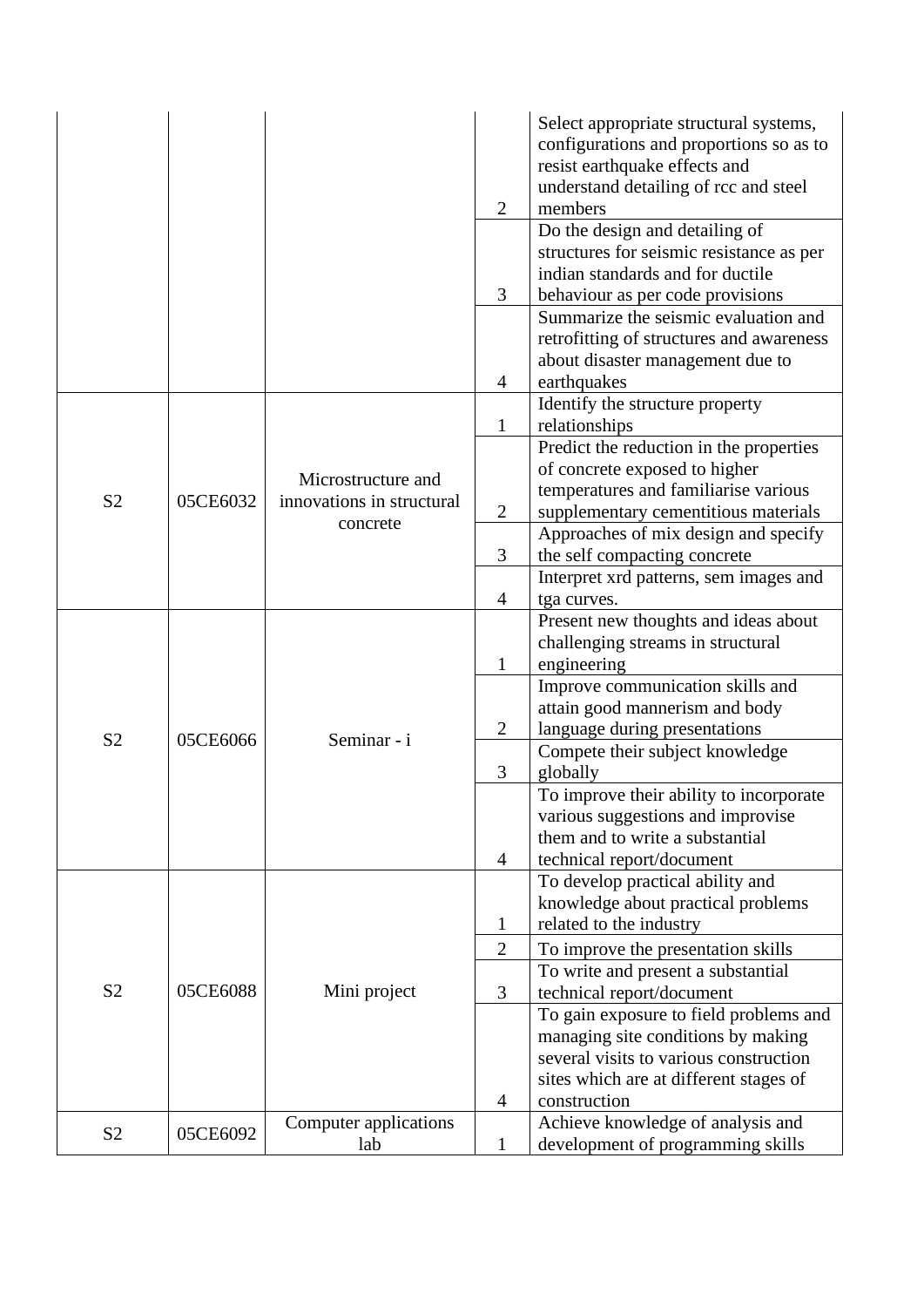| | | | | |
|---|---|---|---|---|
| | | | 2 | Select appropriate structural systems, configurations and proportions so as to resist earthquake effects and understand detailing of rcc and steel members |
| | | | 3 | Do the design and detailing of structures for seismic resistance as per indian standards and for ductile behaviour as per code provisions |
| | | | 4 | Summarize the seismic evaluation and retrofitting of structures and awareness about disaster management due to earthquakes |
| S2 | 05CE6032 | Microstructure and innovations in structural concrete | 1 | Identify the structure property relationships |
| | | | 2 | Predict the reduction in the properties of concrete exposed to higher temperatures and familiarise various supplementary cementitious materials |
| | | | 3 | Approaches of mix design and specify the self compacting concrete |
| | | | 4 | Interpret xrd patterns, sem images and tga curves. |
| S2 | 05CE6066 | Seminar - i | 1 | Present new thoughts and ideas about challenging streams in structural engineering |
| | | | 2 | Improve communication skills and attain good mannerism and body language during presentations |
| | | | 3 | Compete their subject knowledge globally |
| | | | 4 | To improve their ability to incorporate various suggestions and improvise them and to write a substantial technical report/document |
| S2 | 05CE6088 | Mini project | 1 | To develop practical ability and knowledge about practical problems related to the industry |
| | | | 2 | To improve the presentation skills |
| | | | 3 | To write and present a substantial technical report/document |
| | | | 4 | To gain exposure to field problems and managing site conditions by making several visits to various construction sites which are at different stages of construction |
| S2 | 05CE6092 | Computer applications lab | 1 | Achieve knowledge of analysis and development of programming skills |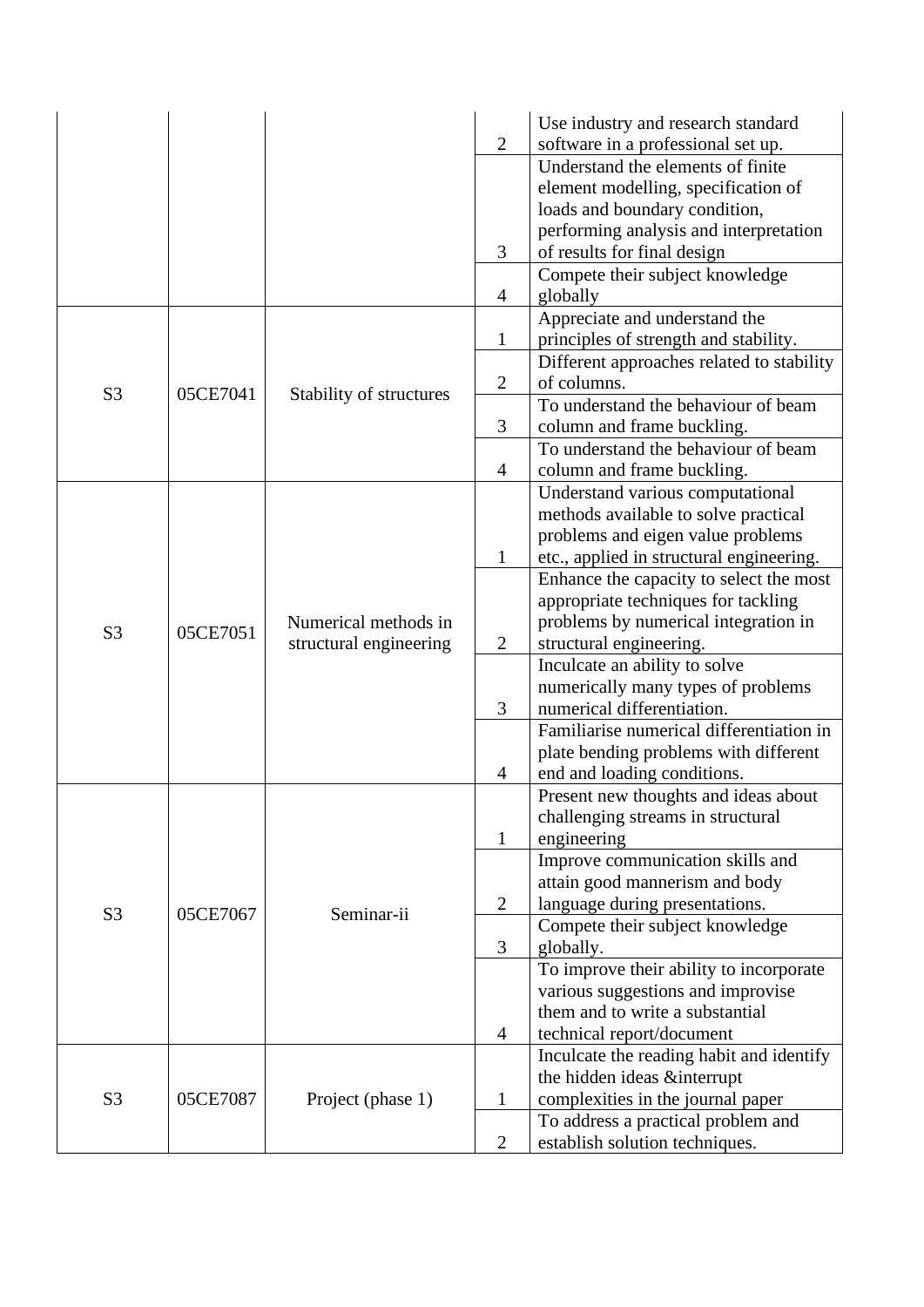| | | | | |
|---|---|---|---|---|
| | | | 2 | Use industry and research standard software in a professional set up. |
| | | | 3 | Understand the elements of finite element modelling, specification of loads and boundary condition, performing analysis and interpretation of results for final design |
| | | | 4 | Compete their subject knowledge globally |
| S3 | 05CE7041 | Stability of structures | 1 | Appreciate and understand the principles of strength and stability. |
| | | | 2 | Different approaches related to stability of columns. |
| | | | 3 | To understand the behaviour of beam column and frame buckling. |
| | | | 4 | To understand the behaviour of beam column and frame buckling. |
| S3 | 05CE7051 | Numerical methods in structural engineering | 1 | Understand various computational methods available to solve practical problems and eigen value problems etc., applied in structural engineering. |
| | | | 2 | Enhance the capacity to select the most appropriate techniques for tackling problems by numerical integration in structural engineering. |
| | | | 3 | Inculcate an ability to solve numerically many types of problems numerical differentiation. |
| | | | 4 | Familiarise numerical differentiation in plate bending problems with different end and loading conditions. |
| S3 | 05CE7067 | Seminar-ii | 1 | Present new thoughts and ideas about challenging streams in structural engineering |
| | | | 2 | Improve communication skills and attain good mannerism and body language during presentations. |
| | | | 3 | Compete their subject knowledge globally. |
| | | | 4 | To improve their ability to incorporate various suggestions and improvise them and to write a substantial technical report/document |
| S3 | 05CE7087 | Project (phase 1) | 1 | Inculcate the reading habit and identify the hidden ideas &interrupt complexities in the journal paper |
| | | | 2 | To address a practical problem and establish solution techniques. |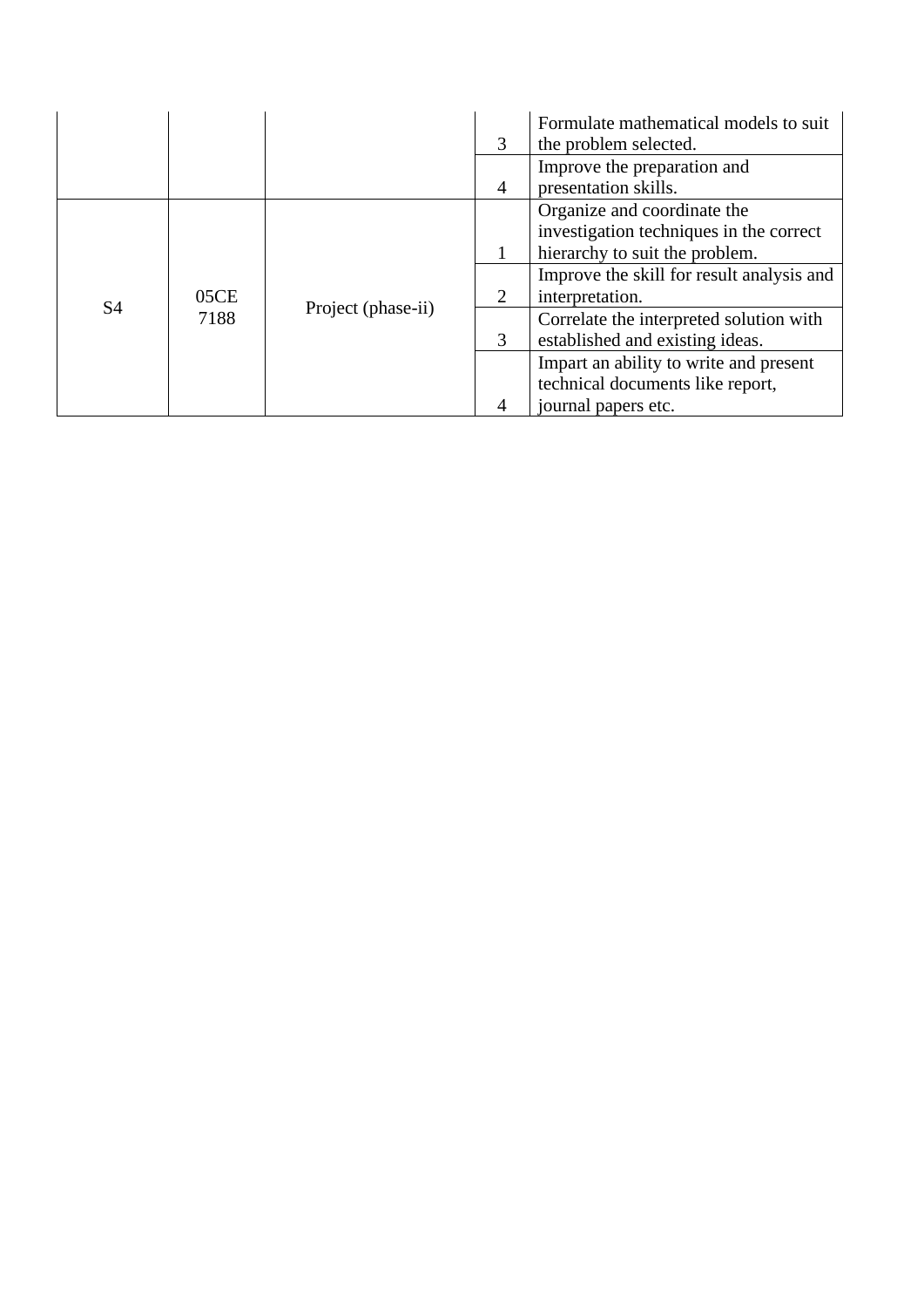| | | | | |
|---|---|---|---|---|
| | | | 3 | Formulate mathematical models to suit the problem selected. |
| | | | 4 | Improve the preparation and presentation skills. |
| S4 | 05CE 7188 | Project (phase-ii) | 1 | Organize and coordinate the investigation techniques in the correct hierarchy to suit the problem. |
| | | | 2 | Improve the skill for result analysis and interpretation. |
| | | | 3 | Correlate the interpreted solution with established and existing ideas. |
| | | | 4 | Impart an ability to write and present technical documents like report, journal papers etc. |